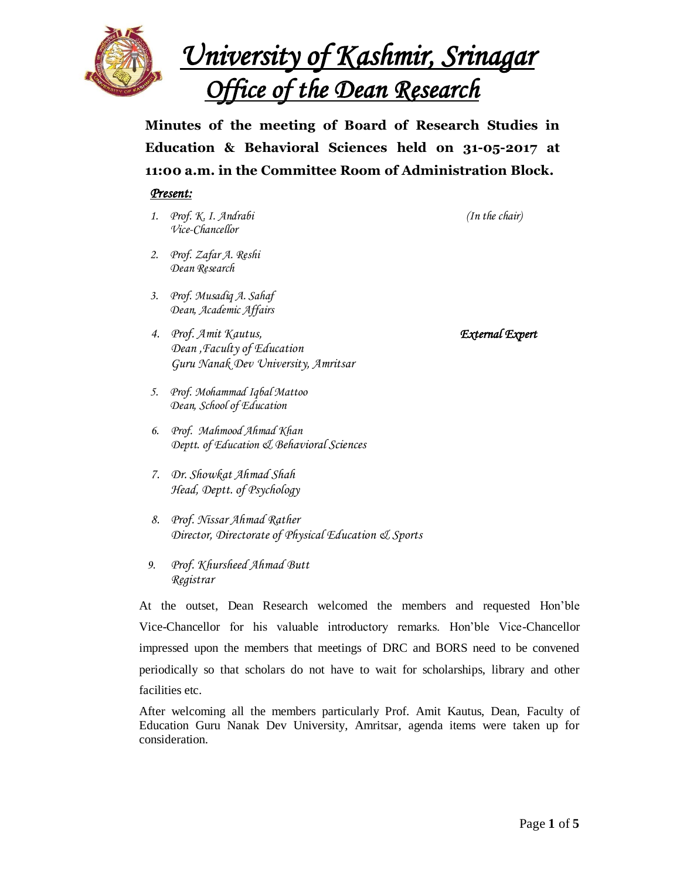# *University of Kashmir, Srinagar*
## *Office of the Dean Research*

**Minutes of the meeting of Board of Research Studies in Education & Behavioral Sciences held on 31-05-2017 at 11:00 a.m. in the Committee Room of Administration Block.**

***Present:***

1. *Prof. K. I. Andrabi* *(In the chair)*
   *Vice-Chancellor*

2. *Prof. Zafar A. Reshi*
   *Dean Research*

3. *Prof. Musadiq A. Sahaf*
   *Dean, Academic Affairs*

4. *Prof. Amit Kautus,* ***External Expert***
   *Dean ,Faculty of Education*
   *Guru Nanak Dev University, Amritsar*

5. *Prof. Mohammad Iqbal Mattoo*
   *Dean, School of Education*

6. *Prof. Mahmood Ahmad Khan*
   *Deptt. of Education & Behavioral Sciences*

7. *Dr. Showkat Ahmad Shah*
   *Head, Deptt. of Psychology*

8. *Prof. Nissar Ahmad Rather*
   *Director, Directorate of Physical Education & Sports*

9. *Prof. Khursheed Ahmad Butt*
   *Registrar*

At the outset, Dean Research welcomed the members and requested Hon'ble Vice-Chancellor for his valuable introductory remarks. Hon'ble Vice-Chancellor impressed upon the members that meetings of DRC and BORS need to be convened periodically so that scholars do not have to wait for scholarships, library and other facilities etc.

After welcoming all the members particularly Prof. Amit Kautus, Dean, Faculty of Education Guru Nanak Dev University, Amritsar, agenda items were taken up for consideration.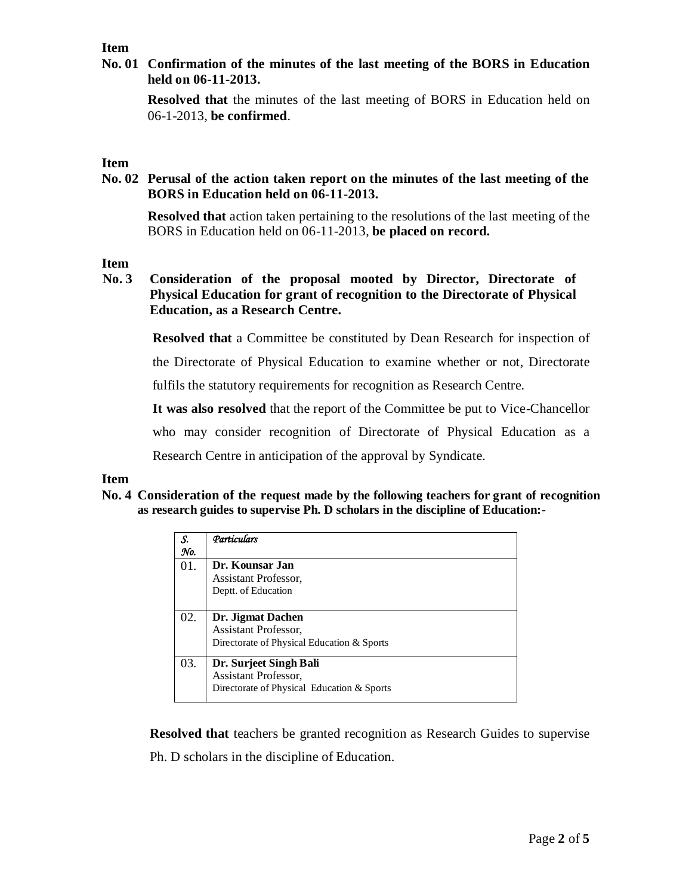**Item No. 01** **Confirmation of the minutes of the last meeting of the BORS in Education held on 06-11-2013.**

**Resolved that** the minutes of the last meeting of BORS in Education held on 06-1-2013, **be confirmed**.

**Item No. 02** **Perusal of the action taken report on the minutes of the last meeting of the BORS in Education held on 06-11-2013.**

**Resolved that** action taken pertaining to the resolutions of the last meeting of the BORS in Education held on 06-11-2013, **be placed on record.**

**Item No. 3** **Consideration of the proposal mooted by Director, Directorate of Physical Education for grant of recognition to the Directorate of Physical Education, as a Research Centre.**

**Resolved that** a Committee be constituted by Dean Research for inspection of the Directorate of Physical Education to examine whether or not, Directorate fulfils the statutory requirements for recognition as Research Centre.

**It was also resolved** that the report of the Committee be put to Vice-Chancellor who may consider recognition of Directorate of Physical Education as a Research Centre in anticipation of the approval by Syndicate.

**Item No. 4** **Consideration of the request made by the following teachers for grant of recognition as research guides to supervise Ph. D scholars in the discipline of Education:-**

| *S. No.* | *Particulars* |
|---|---|
| 01. | **Dr. Kounsar Jan**<br>Assistant Professor,<br>Deptt. of Education |
| 02. | **Dr. Jigmat Dachen**<br>Assistant Professor,<br>Directorate of Physical Education & Sports |
| 03. | **Dr. Surjeet Singh Bali**<br>Assistant Professor,<br>Directorate of Physical Education & Sports |

**Resolved that** teachers be granted recognition as Research Guides to supervise Ph. D scholars in the discipline of Education.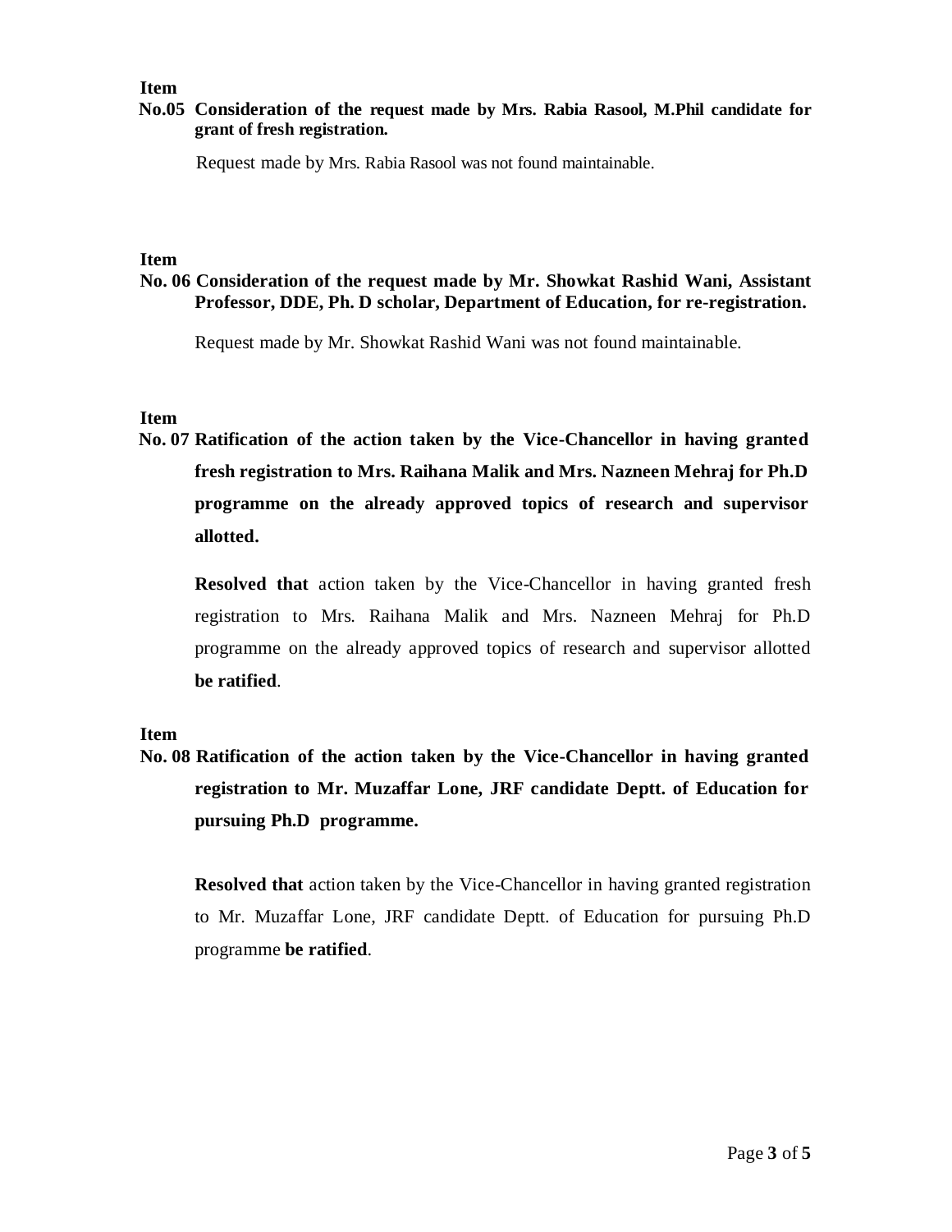**Item No.05 Consideration of the request made by Mrs. Rabia Rasool, M.Phil candidate for grant of fresh registration.**

Request made by Mrs. Rabia Rasool was not found maintainable.

**Item No. 06 Consideration of the request made by Mr. Showkat Rashid Wani, Assistant Professor, DDE, Ph. D scholar, Department of Education, for re-registration.**

Request made by Mr. Showkat Rashid Wani was not found maintainable.

**Item No. 07 Ratification of the action taken by the Vice-Chancellor in having granted fresh registration to Mrs. Raihana Malik and Mrs. Nazneen Mehraj for Ph.D programme on the already approved topics of research and supervisor allotted.**

**Resolved that** action taken by the Vice-Chancellor in having granted fresh registration to Mrs. Raihana Malik and Mrs. Nazneen Mehraj for Ph.D programme on the already approved topics of research and supervisor allotted **be ratified**.

**Item No. 08 Ratification of the action taken by the Vice-Chancellor in having granted registration to Mr. Muzaffar Lone, JRF candidate Deptt. of Education for pursuing Ph.D programme.**

**Resolved that** action taken by the Vice-Chancellor in having granted registration to Mr. Muzaffar Lone, JRF candidate Deptt. of Education for pursuing Ph.D programme **be ratified**.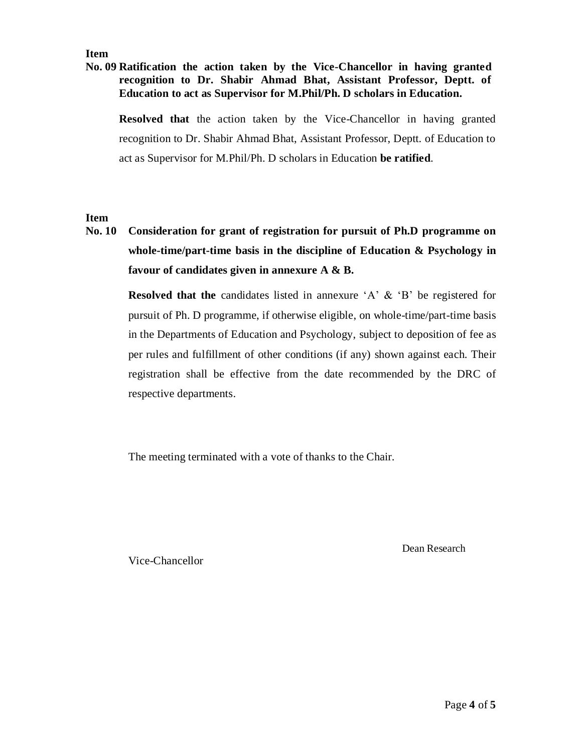**Item**
**No. 09 Ratification the action taken by the Vice-Chancellor in having granted recognition to Dr. Shabir Ahmad Bhat, Assistant Professor, Deptt. of Education to act as Supervisor for M.Phil/Ph. D scholars in Education.**

**Resolved that** the action taken by the Vice-Chancellor in having granted recognition to Dr. Shabir Ahmad Bhat, Assistant Professor, Deptt. of Education to act as Supervisor for M.Phil/Ph. D scholars in Education **be ratified**.

**Item**
**No. 10 Consideration for grant of registration for pursuit of Ph.D programme on whole-time/part-time basis in the discipline of Education & Psychology in favour of candidates given in annexure A & B.**

**Resolved that the** candidates listed in annexure 'A' & 'B' be registered for pursuit of Ph. D programme, if otherwise eligible, on whole-time/part-time basis in the Departments of Education and Psychology, subject to deposition of fee as per rules and fulfillment of other conditions (if any) shown against each. Their registration shall be effective from the date recommended by the DRC of respective departments.

The meeting terminated with a vote of thanks to the Chair.

Dean Research

Vice-Chancellor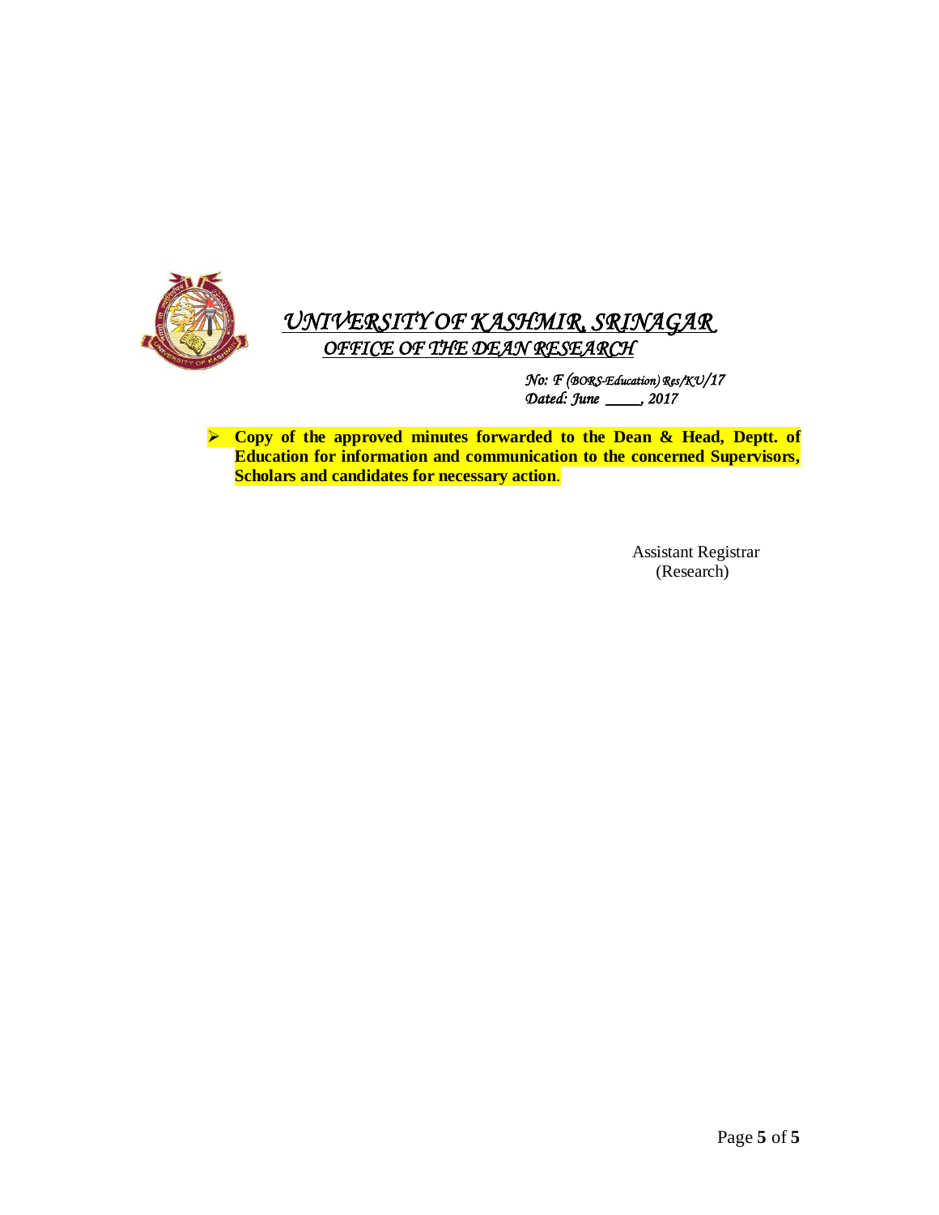# *UNIVERSITY OF KASHMIR, SRINAGAR*

## *OFFICE OF THE DEAN RESEARCH*

*No: F (BORS-Education) Res/KU/17*
*Dated: June \_\_\_\_\_, 2017*

- **Copy of the approved minutes forwarded to the Dean & Head, Deptt. of Education for information and communication to the concerned Supervisors, Scholars and candidates for necessary action**.

Assistant Registrar
(Research)